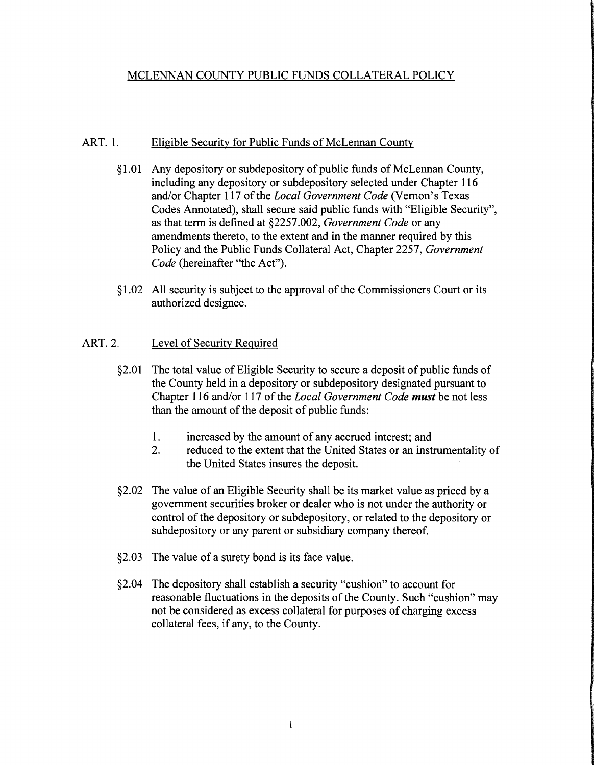# MCLENNAN COUNTY PUBLIC FUNDS COLLATERAL POLICY

## ART. 1. Eligible Security for Public Funds of McLennan County

§1.01 Any depository or subdepository of public funds of McLennan County, including any depository or subdepository selected under Chapter 116 and/or Chapter 117 of the *Local Government Code* (Vernon's Texas Codes Annotated), shall secure said public funds with "Eligible Security", as that term is defined at §2257.002, *Government Code* or any amendments thereto, to the extent and in the manner required by this Policy and the Public Funds Collateral Act, Chapter 2257, *Government Code* (hereinafter "the Act").

§1.02 All security is subject to the approval of the Commissioners Court or its authorized designee.

## ART. 2. Level of Security Required

§2.01 The total value of Eligible Security to secure a deposit of public funds of the County held in a depository or subdepository designated pursuant to Chapter 116 and/or 117 of the *Local Government Code* ***must*** be not less than the amount of the deposit of public funds:

1. increased by the amount of any accrued interest; and
2. reduced to the extent that the United States or an instrumentality of the United States insures the deposit.

§2.02 The value of an Eligible Security shall be its market value as priced by a government securities broker or dealer who is not under the authority or control of the depository or subdepository, or related to the depository or subdepository or any parent or subsidiary company thereof.

§2.03 The value of a surety bond is its face value.

§2.04 The depository shall establish a security "cushion" to account for reasonable fluctuations in the deposits of the County. Such "cushion" may not be considered as excess collateral for purposes of charging excess collateral fees, if any, to the County.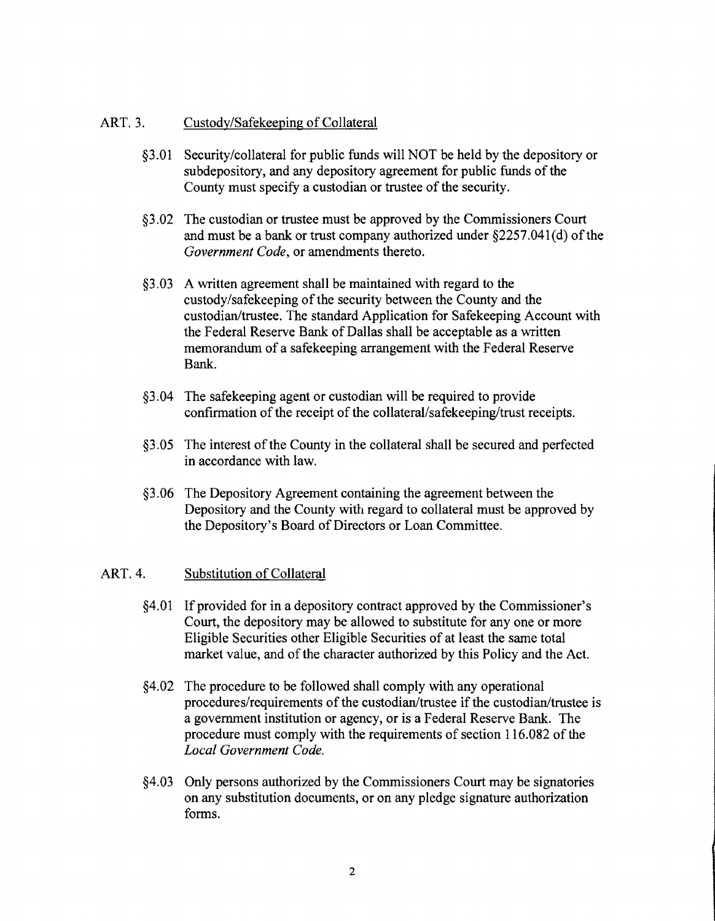## ART. 3. Custody/Safekeeping of Collateral

§3.01 Security/collateral for public funds will NOT be held by the depository or subdepository, and any depository agreement for public funds of the County must specify a custodian or trustee of the security.

§3.02 The custodian or trustee must be approved by the Commissioners Court and must be a bank or trust company authorized under §2257.041(d) of the *Government Code*, or amendments thereto.

§3.03 A written agreement shall be maintained with regard to the custody/safekeeping of the security between the County and the custodian/trustee. The standard Application for Safekeeping Account with the Federal Reserve Bank of Dallas shall be acceptable as a written memorandum of a safekeeping arrangement with the Federal Reserve Bank.

§3.04 The safekeeping agent or custodian will be required to provide confirmation of the receipt of the collateral/safekeeping/trust receipts.

§3.05 The interest of the County in the collateral shall be secured and perfected in accordance with law.

§3.06 The Depository Agreement containing the agreement between the Depository and the County with regard to collateral must be approved by the Depository's Board of Directors or Loan Committee.

## ART. 4. Substitution of Collateral

§4.01 If provided for in a depository contract approved by the Commissioner's Court, the depository may be allowed to substitute for any one or more Eligible Securities other Eligible Securities of at least the same total market value, and of the character authorized by this Policy and the Act.

§4.02 The procedure to be followed shall comply with any operational procedures/requirements of the custodian/trustee if the custodian/trustee is a government institution or agency, or is a Federal Reserve Bank. The procedure must comply with the requirements of section 116.082 of the *Local Government Code.*

§4.03 Only persons authorized by the Commissioners Court may be signatories on any substitution documents, or on any pledge signature authorization forms.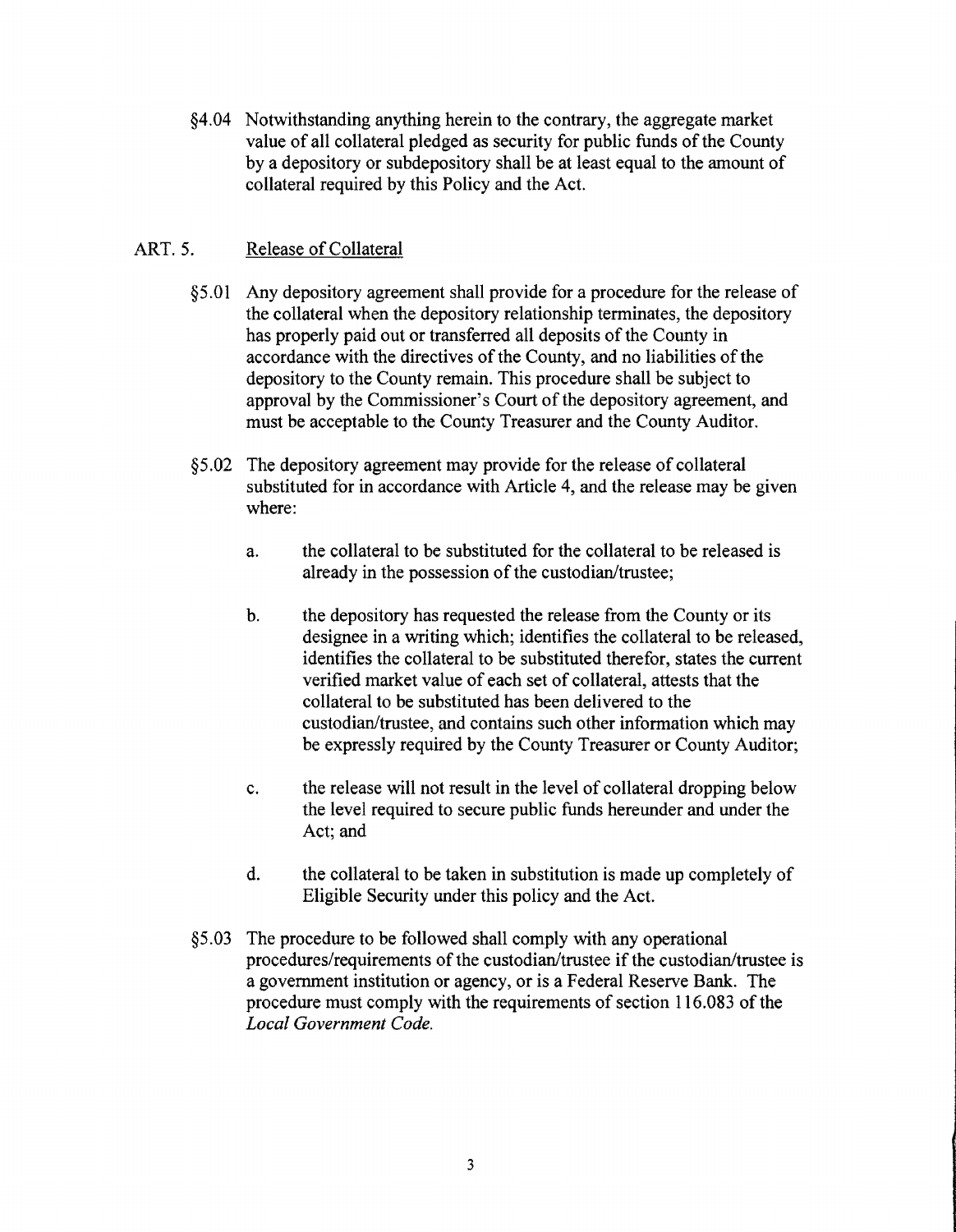§4.04 Notwithstanding anything herein to the contrary, the aggregate market value of all collateral pledged as security for public funds of the County by a depository or subdepository shall be at least equal to the amount of collateral required by this Policy and the Act.

## ART. 5. Release of Collateral

§5.01 Any depository agreement shall provide for a procedure for the release of the collateral when the depository relationship terminates, the depository has properly paid out or transferred all deposits of the County in accordance with the directives of the County, and no liabilities of the depository to the County remain. This procedure shall be subject to approval by the Commissioner's Court of the depository agreement, and must be acceptable to the County Treasurer and the County Auditor.

§5.02 The depository agreement may provide for the release of collateral substituted for in accordance with Article 4, and the release may be given where:

a. the collateral to be substituted for the collateral to be released is already in the possession of the custodian/trustee;

b. the depository has requested the release from the County or its designee in a writing which; identifies the collateral to be released, identifies the collateral to be substituted therefor, states the current verified market value of each set of collateral, attests that the collateral to be substituted has been delivered to the custodian/trustee, and contains such other information which may be expressly required by the County Treasurer or County Auditor;

c. the release will not result in the level of collateral dropping below the level required to secure public funds hereunder and under the Act; and

d. the collateral to be taken in substitution is made up completely of Eligible Security under this policy and the Act.

§5.03 The procedure to be followed shall comply with any operational procedures/requirements of the custodian/trustee if the custodian/trustee is a government institution or agency, or is a Federal Reserve Bank. The procedure must comply with the requirements of section 116.083 of the *Local Government Code.*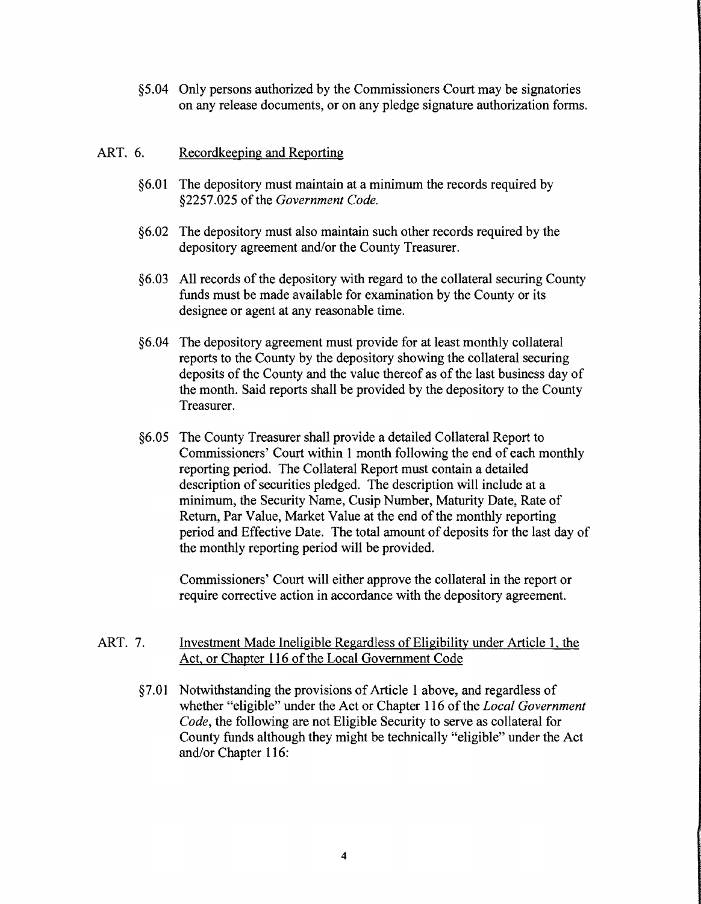§5.04 Only persons authorized by the Commissioners Court may be signatories on any release documents, or on any pledge signature authorization forms.

## ART. 6. Recordkeeping and Reporting

§6.01 The depository must maintain at a minimum the records required by §2257.025 of the *Government Code.*

§6.02 The depository must also maintain such other records required by the depository agreement and/or the County Treasurer.

§6.03 All records of the depository with regard to the collateral securing County funds must be made available for examination by the County or its designee or agent at any reasonable time.

§6.04 The depository agreement must provide for at least monthly collateral reports to the County by the depository showing the collateral securing deposits of the County and the value thereof as of the last business day of the month. Said reports shall be provided by the depository to the County Treasurer.

§6.05 The County Treasurer shall provide a detailed Collateral Report to Commissioners' Court within 1 month following the end of each monthly reporting period. The Collateral Report must contain a detailed description of securities pledged. The description will include at a minimum, the Security Name, Cusip Number, Maturity Date, Rate of Return, Par Value, Market Value at the end of the monthly reporting period and Effective Date. The total amount of deposits for the last day of the monthly reporting period will be provided.

Commissioners' Court will either approve the collateral in the report or require corrective action in accordance with the depository agreement.

## ART. 7. Investment Made Ineligible Regardless of Eligibility under Article 1, the Act, or Chapter 116 of the Local Government Code

§7.01 Notwithstanding the provisions of Article 1 above, and regardless of whether "eligible" under the Act or Chapter 116 of the *Local Government Code*, the following are not Eligible Security to serve as collateral for County funds although they might be technically "eligible" under the Act and/or Chapter 116: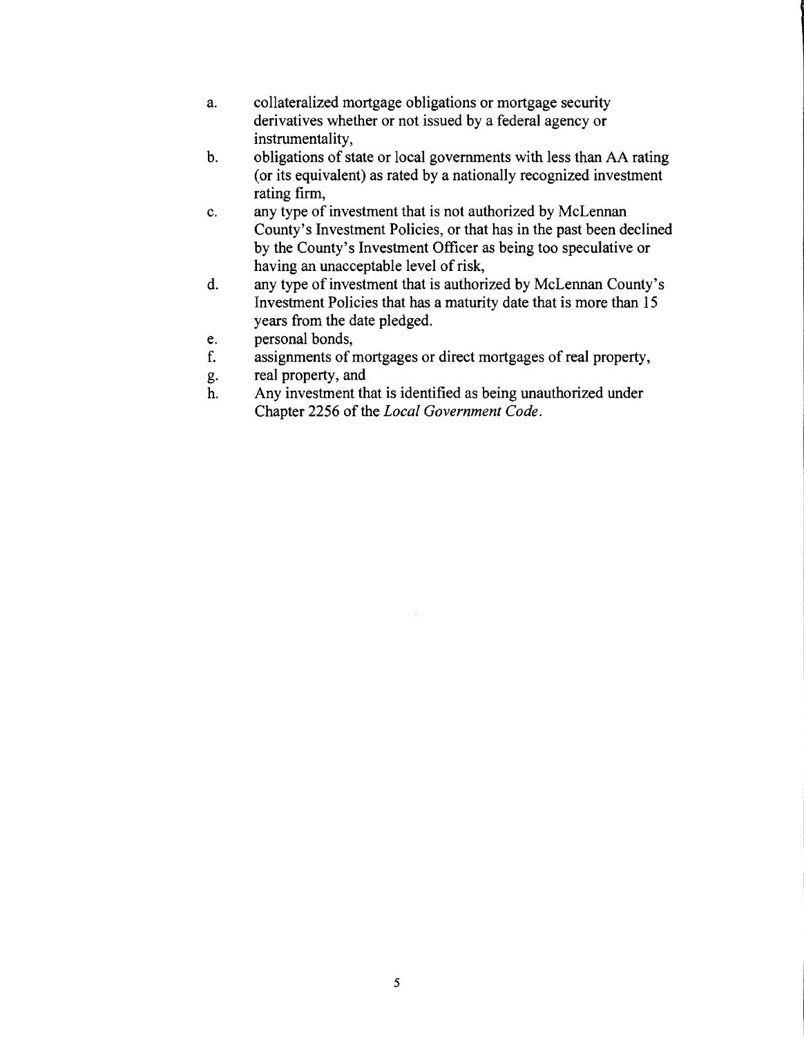a. collateralized mortgage obligations or mortgage security derivatives whether or not issued by a federal agency or instrumentality,
b. obligations of state or local governments with less than AA rating (or its equivalent) as rated by a nationally recognized investment rating firm,
c. any type of investment that is not authorized by McLennan County's Investment Policies, or that has in the past been declined by the County's Investment Officer as being too speculative or having an unacceptable level of risk,
d. any type of investment that is authorized by McLennan County's Investment Policies that has a maturity date that is more than 15 years from the date pledged.
e. personal bonds,
f. assignments of mortgages or direct mortgages of real property,
g. real property, and
h. Any investment that is identified as being unauthorized under Chapter 2256 of the *Local Government Code*.